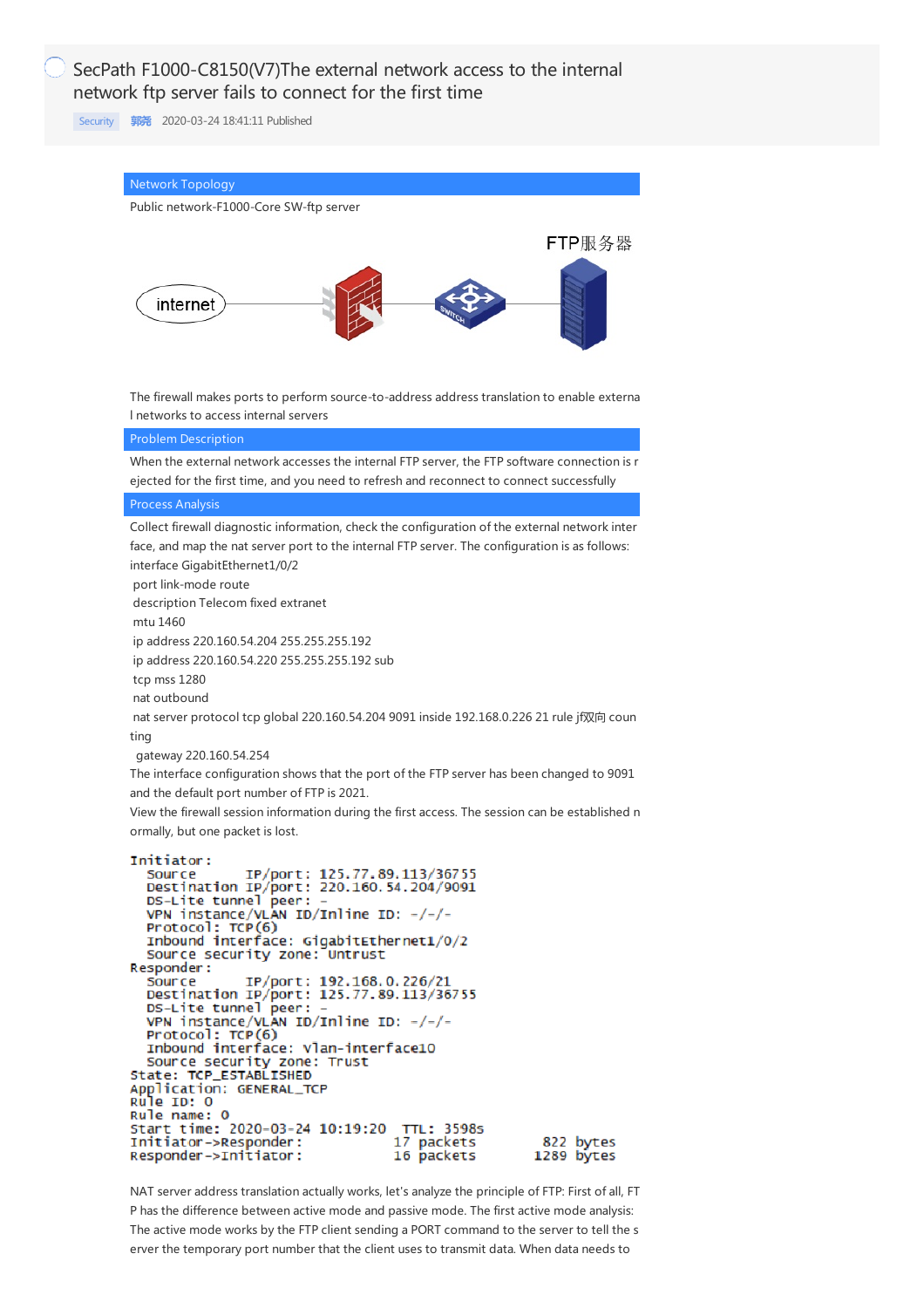# SecPath F1000-C8150(V7)The external network access to the internal network ftp server fails to connect for the first time

Security 郭尧 2020-03-24 18:41:11 Published

## Network Topology

Public network-F1000-Core SW-ftp server

The firewall makes ports to perform source-to-address address translation to enable external networks to access internal servers

## Problem Description

When the external network accesses the internal FTP server, the FTP software connection is rejected for the first time, and you need to refresh and reconnect to connect successfully

## Process Analysis

Collect firewall diagnostic information, check the configuration of the external network interface, and map the nat server port to the internal FTP server. The configuration is as follows:

```
interface GigabitEthernet1/0/2
 port link-mode route
 description Telecom fixed extranet
 mtu 1460
 ip address 220.160.54.204 255.255.255.192
 ip address 220.160.54.220 255.255.255.192 sub
 tcp mss 1280
 nat outbound
 nat server protocol tcp global 220.160.54.204 9091 inside 192.168.0.226 21 rule j双向 counting
  gateway 220.160.54.254
```

The interface configuration shows that the port of the FTP server has been changed to 9091 and the default port number of FTP is 2021.

View the firewall session information during the first access. The session can be established normally, but one packet is lost.

```
Initiator:
  Source      IP/port: 125.77.89.113/36755
  Destination IP/port: 220.160.54.204/9091
  DS-Lite tunnel peer: -
  VPN instance/VLAN ID/Inline ID: -/-/-
  Protocol: TCP(6)
  Inbound interface: GigabitEthernet1/0/2
  Source security zone: Untrust
Responder:
  Source      IP/port: 192.168.0.226/21
  Destination IP/port: 125.77.89.113/36755
  DS-Lite tunnel peer: -
  VPN instance/VLAN ID/Inline ID: -/-/-
  Protocol: TCP(6)
  Inbound interface: Vlan-interface10
  Source security zone: Trust
State: TCP_ESTABLISHED
Application: GENERAL_TCP
Rule ID: 0
Rule name: 0
Start time: 2020-03-24 10:19:20  TTL: 3598s
Initiator->Responder:          17 packets      822 bytes
Responder->Initiator:          16 packets     1289 bytes
```

NAT server address translation actually works, let's analyze the principle of FTP: First of all, FTP has the difference between active mode and passive mode. The first active mode analysis: The active mode works by the FTP client sending a PORT command to the server to tell the server the temporary port number that the client uses to transmit data. When data needs to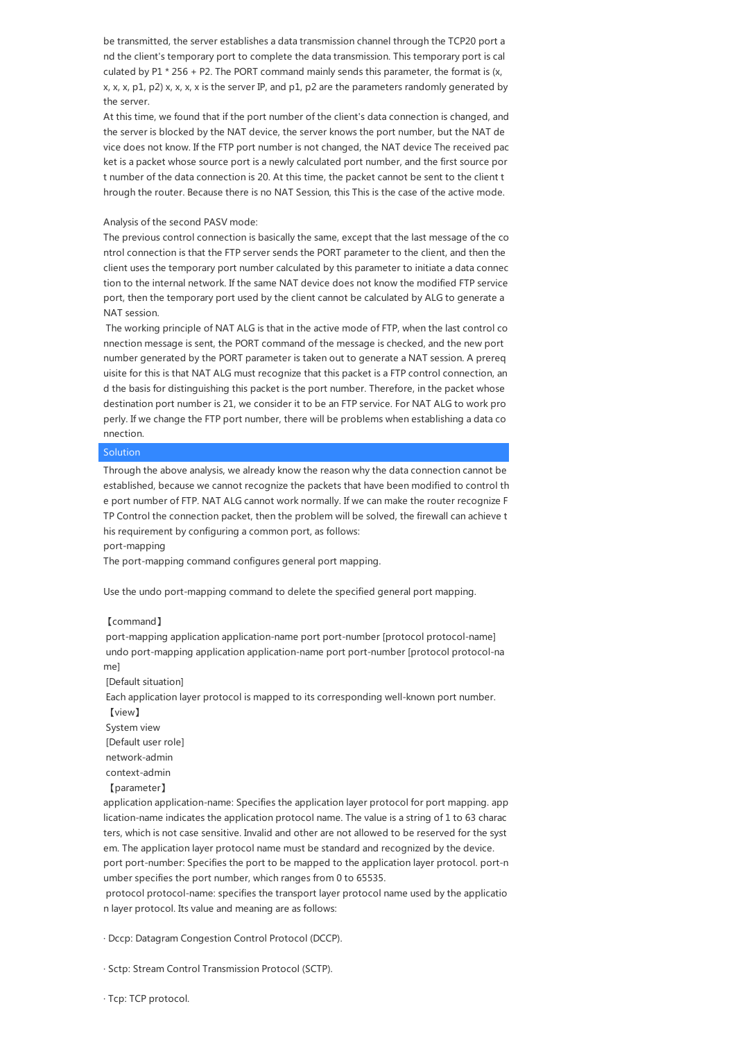be transmitted, the server establishes a data transmission channel through the TCP20 port and the client's temporary port to complete the data transmission. This temporary port is calculated by P1 * 256 + P2. The PORT command mainly sends this parameter, the format is (x, x, x, x, p1, p2) x, x, x, x is the server IP, and p1, p2 are the parameters randomly generated by the server.

At this time, we found that if the port number of the client's data connection is changed, and the server is blocked by the NAT device, the server knows the port number, but the NAT device does not know. If the FTP port number is not changed, the NAT device The received packet is a packet whose source port is a newly calculated port number, and the first source port number of the data connection is 20. At this time, the packet cannot be sent to the client through the router. Because there is no NAT Session, this This is the case of the active mode.

Analysis of the second PASV mode:

The previous control connection is basically the same, except that the last message of the control connection is that the FTP server sends the PORT parameter to the client, and then the client uses the temporary port number calculated by this parameter to initiate a data connection to the internal network. If the same NAT device does not know the modified FTP service port, then the temporary port used by the client cannot be calculated by ALG to generate a NAT session.

The working principle of NAT ALG is that in the active mode of FTP, when the last control connection message is sent, the PORT command of the message is checked, and the new port number generated by the PORT parameter is taken out to generate a NAT session. A prerequisite for this is that NAT ALG must recognize that this packet is a FTP control connection, and the basis for distinguishing this packet is the port number. Therefore, in the packet whose destination port number is 21, we consider it to be an FTP service. For NAT ALG to work properly. If we change the FTP port number, there will be problems when establishing a data connection.

## Solution

Through the above analysis, we already know the reason why the data connection cannot be established, because we cannot recognize the packets that have been modified to control the port number of FTP. NAT ALG cannot work normally. If we can make the router recognize FTP Control the connection packet, then the problem will be solved, the firewall can achieve this requirement by configuring a common port, as follows:

port-mapping

The port-mapping command configures general port mapping.

Use the undo port-mapping command to delete the specified general port mapping.

【command】

port-mapping application application-name port port-number [protocol protocol-name]

undo port-mapping application application-name port port-number [protocol protocol-name]

[Default situation]

Each application layer protocol is mapped to its corresponding well-known port number.

【view】

System view

[Default user role]

network-admin

context-admin

【parameter】

application application-name: Specifies the application layer protocol for port mapping. application-name indicates the application protocol name. The value is a string of 1 to 63 characters, which is not case sensitive. Invalid and other are not allowed to be reserved for the system. The application layer protocol name must be standard and recognized by the device.

port port-number: Specifies the port to be mapped to the application layer protocol. port-number specifies the port number, which ranges from 0 to 65535.

protocol protocol-name: specifies the transport layer protocol name used by the application layer protocol. Its value and meaning are as follows:

· Dccp: Datagram Congestion Control Protocol (DCCP).

· Sctp: Stream Control Transmission Protocol (SCTP).

· Tcp: TCP protocol.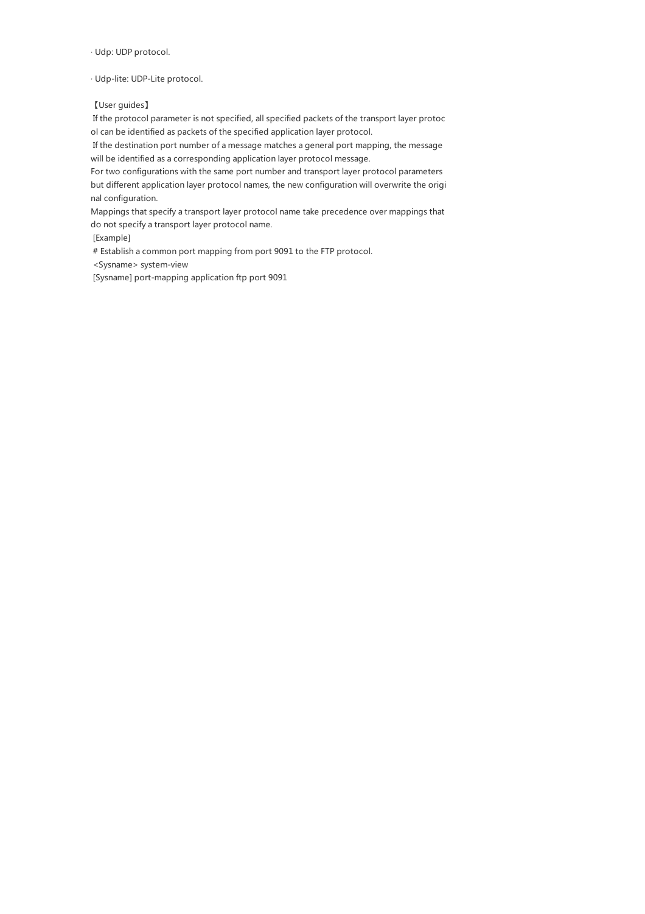· Udp: UDP protocol.

· Udp-lite: UDP-Lite protocol.

【User guides】

If the protocol parameter is not specified, all specified packets of the transport layer protocol can be identified as packets of the specified application layer protocol.

If the destination port number of a message matches a general port mapping, the message will be identified as a corresponding application layer protocol message.

For two configurations with the same port number and transport layer protocol parameters but different application layer protocol names, the new configuration will overwrite the original configuration.

Mappings that specify a transport layer protocol name take precedence over mappings that do not specify a transport layer protocol name.

[Example]

# Establish a common port mapping from port 9091 to the FTP protocol.

```
<Sysname> system-view
[Sysname] port-mapping application ftp port 9091
```